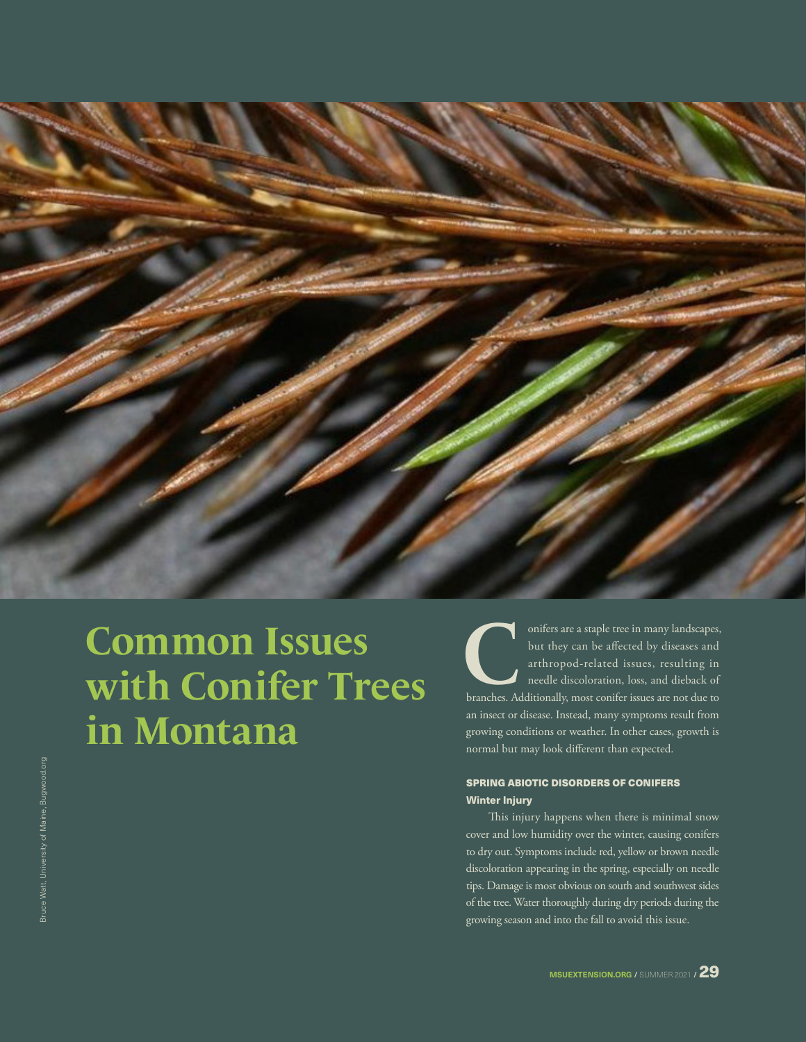# Common Issues with Conifer Trees in Montana

Bruce Watt, University of Maine, Bugwood.org

Conifers are a staple tree in many landscapes, but they can be affected by diseases and arthropod-related issues, resulting in needle discoloration, loss, and dieback of branches. Additionally, most conifer issues are not due to an insect or disease. Instead, many symptoms result from growing conditions or weather. In other cases, growth is normal but may look different than expected.

## SPRING ABIOTIC DISORDERS OF CONIFERS

### Winter Injury

This injury happens when there is minimal snow cover and low humidity over the winter, causing conifers to dry out. Symptoms include red, yellow or brown needle discoloration appearing in the spring, especially on needle tips. Damage is most obvious on south and southwest sides of the tree. Water thoroughly during dry periods during the growing season and into the fall to avoid this issue.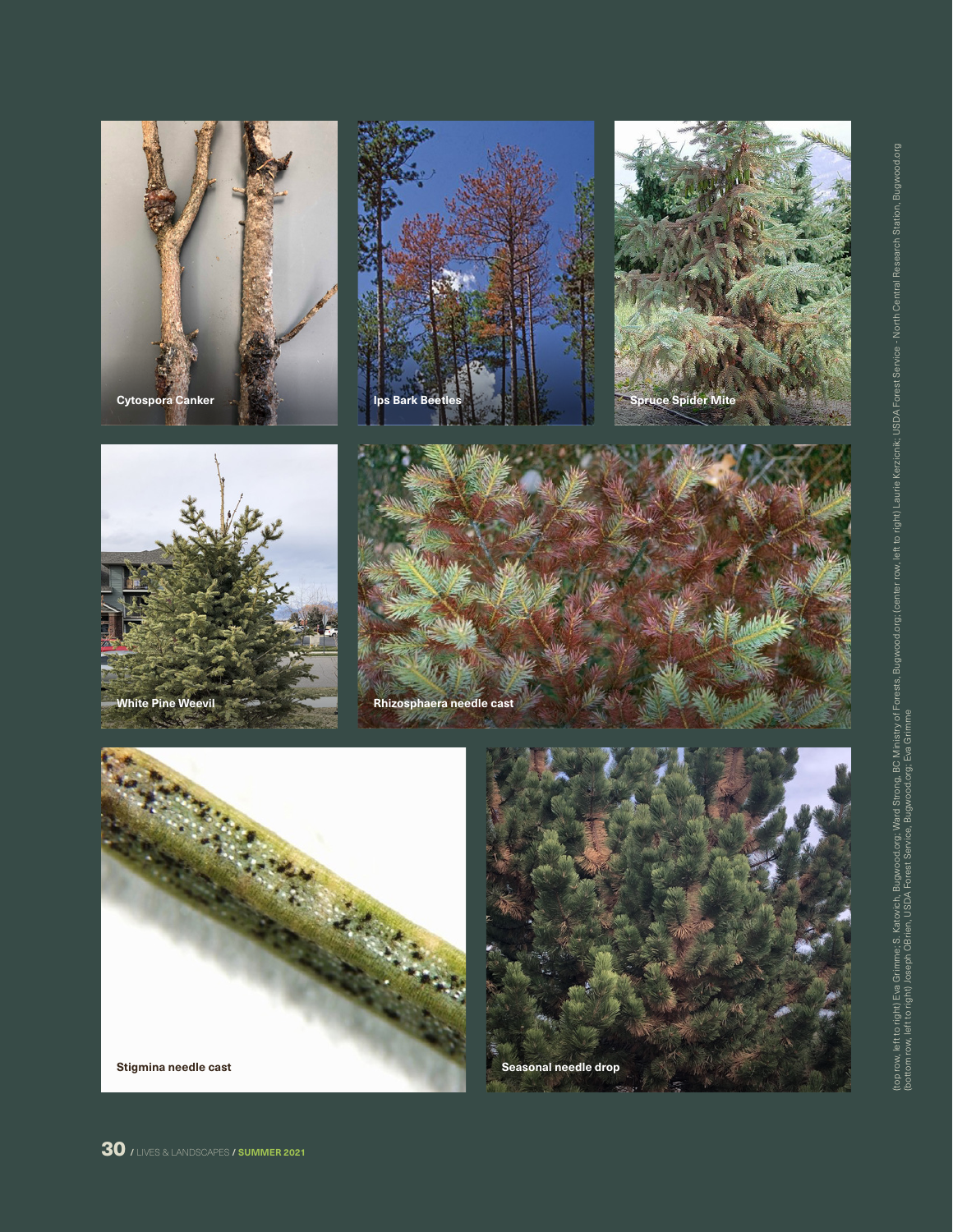Cytospora Canker

Ips Bark Beetles

Spruce Spider Mite

White Pine Weevil

Rhizosphaera needle cast

Stigmina needle cast

Seasonal needle drop

(top row, left to right) Eva Grimme; S. Katovich, Bugwood.org; Ward Strong, BC Ministry of Forests, Bugwood.org; (center row, left to right) Laurie Kerzicnik; USDA Forest Service - North Central Research Station, Bugwood.org (bottom row, left to right) Joseph OBrien, USDA Forest Service, Bugwood.org; Eva Grimme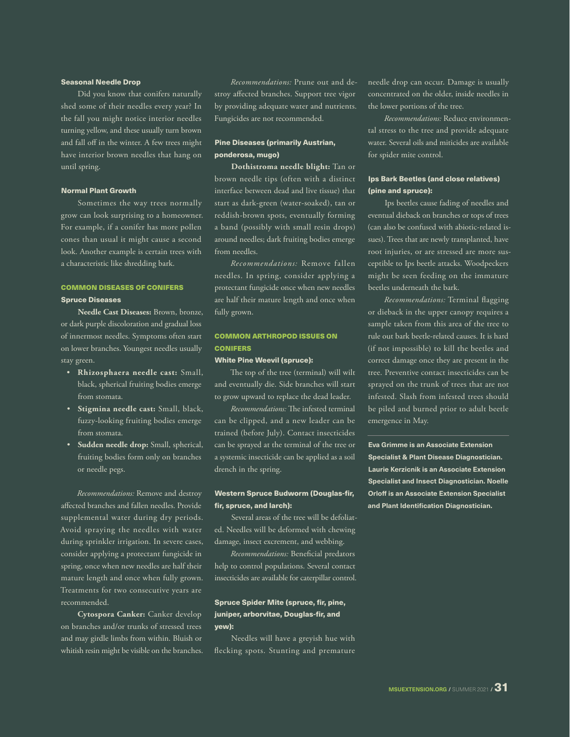#### Seasonal Needle Drop

Did you know that conifers naturally shed some of their needles every year? In the fall you might notice interior needles turning yellow, and these usually turn brown and fall off in the winter. A few trees might have interior brown needles that hang on until spring.

#### Normal Plant Growth

Sometimes the way trees normally grow can look surprising to a homeowner. For example, if a conifer has more pollen cones than usual it might cause a second look. Another example is certain trees with a characteristic like shredding bark.

### COMMON DISEASES OF CONIFERS

#### Spruce Diseases

**Needle Cast Diseases:** Brown, bronze, or dark purple discoloration and gradual loss of innermost needles. Symptoms often start on lower branches. Youngest needles usually stay green.

- **Rhizosphaera needle cast:** Small, black, spherical fruiting bodies emerge from stomata.
- **Stigmina needle cast:** Small, black, fuzzy-looking fruiting bodies emerge from stomata.
- **Sudden needle drop:** Small, spherical, fruiting bodies form only on branches or needle pegs.

*Recommendations:* Remove and destroy affected branches and fallen needles. Provide supplemental water during dry periods. Avoid spraying the needles with water during sprinkler irrigation. In severe cases, consider applying a protectant fungicide in spring, once when new needles are half their mature length and once when fully grown. Treatments for two consecutive years are recommended.

**Cytospora Canker:** Canker develop on branches and/or trunks of stressed trees and may girdle limbs from within. Bluish or whitish resin might be visible on the branches.

*Recommendations:* Prune out and destroy affected branches. Support tree vigor by providing adequate water and nutrients. Fungicides are not recommended.

#### Pine Diseases (primarily Austrian, ponderosa, mugo)

**Dothistroma needle blight:** Tan or brown needle tips (often with a distinct interface between dead and live tissue) that start as dark-green (water-soaked), tan or reddish-brown spots, eventually forming a band (possibly with small resin drops) around needles; dark fruiting bodies emerge from needles.

*Recommendations:* Remove fallen needles. In spring, consider applying a protectant fungicide once when new needles are half their mature length and once when fully grown.

### COMMON ARTHROPOD ISSUES ON CONIFERS

#### White Pine Weevil (spruce):

The top of the tree (terminal) will wilt and eventually die. Side branches will start to grow upward to replace the dead leader.

*Recommendations:* The infested terminal can be clipped, and a new leader can be trained (before July). Contact insecticides can be sprayed at the terminal of the tree or a systemic insecticide can be applied as a soil drench in the spring.

#### Western Spruce Budworm (Douglas-fir, fir, spruce, and larch):

Several areas of the tree will be defoliated. Needles will be deformed with chewing damage, insect excrement, and webbing.

*Recommendations:* Beneficial predators help to control populations. Several contact insecticides are available for caterpillar control.

#### Spruce Spider Mite (spruce, fir, pine, juniper, arborvitae, Douglas-fir, and yew):

Needles will have a greyish hue with flecking spots. Stunting and premature needle drop can occur. Damage is usually concentrated on the older, inside needles in the lower portions of the tree.

*Recommendations:* Reduce environmental stress to the tree and provide adequate water. Several oils and miticides are available for spider mite control.

#### Ips Bark Beetles (and close relatives) (pine and spruce):

Ips beetles cause fading of needles and eventual dieback on branches or tops of trees (can also be confused with abiotic-related issues). Trees that are newly transplanted, have root injuries, or are stressed are more susceptible to Ips beetle attacks. Woodpeckers might be seen feeding on the immature beetles underneath the bark.

*Recommendations:* Terminal flagging or dieback in the upper canopy requires a sample taken from this area of the tree to rule out bark beetle-related causes. It is hard (if not impossible) to kill the beetles and correct damage once they are present in the tree. Preventive contact insecticides can be sprayed on the trunk of trees that are not infested. Slash from infested trees should be piled and burned prior to adult beetle emergence in May.

---

**Eva Grimme is an Associate Extension Specialist & Plant Disease Diagnostician. Laurie Kerzicnik is an Associate Extension Specialist and Insect Diagnostician. Noelle Orloff is an Associate Extension Specialist and Plant Identification Diagnostician.**